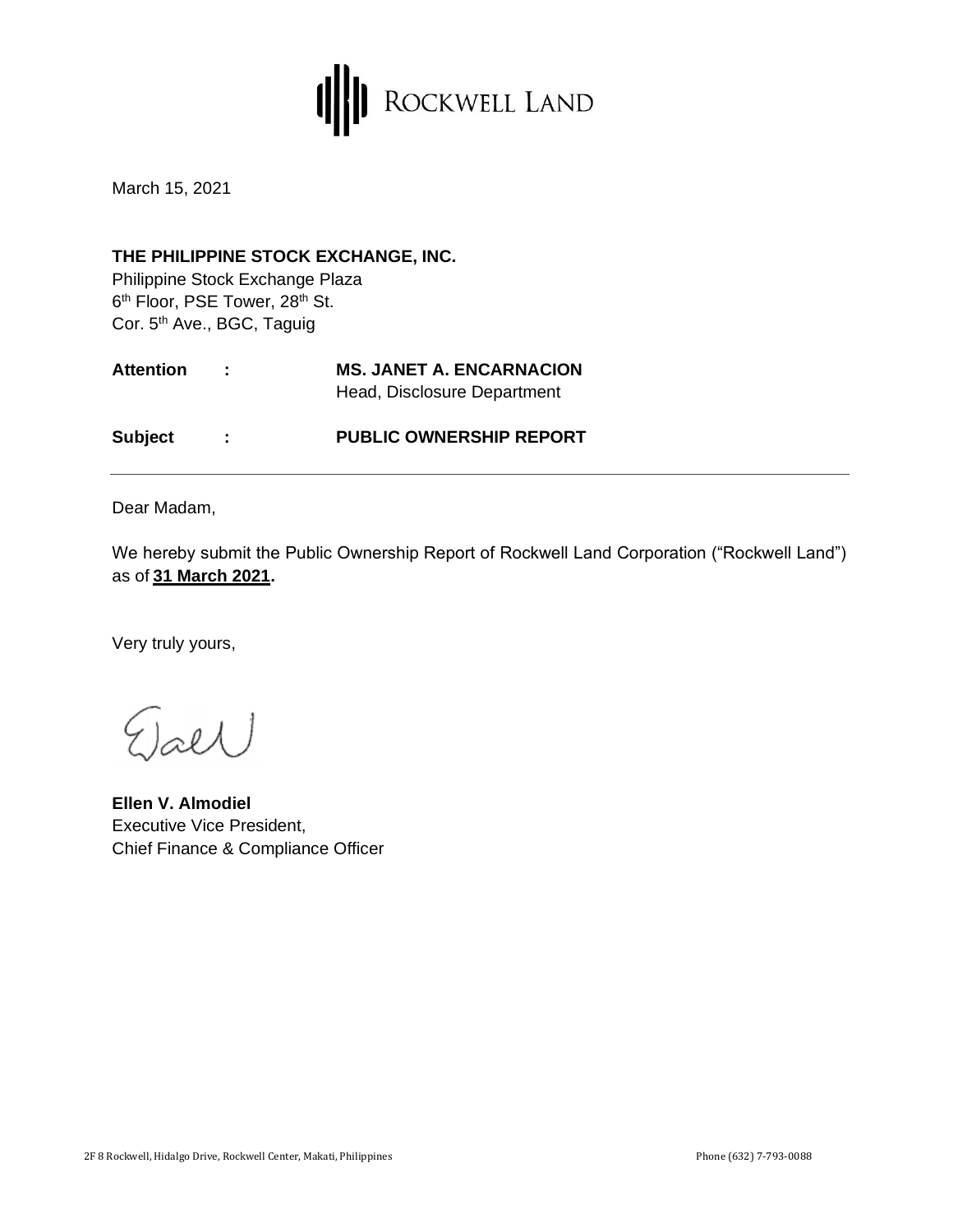ROCKWELL LAND

March 15, 2021

**THE PHILIPPINE STOCK EXCHANGE, INC.**
Philippine Stock Exchange Plaza
6th Floor, PSE Tower, 28th St.
Cor. 5th Ave., BGC, Taguig

**Attention** : **MS. JANET A. ENCARNACION**
Head, Disclosure Department

**Subject** : **PUBLIC OWNERSHIP REPORT**

---

Dear Madam,

We hereby submit the Public Ownership Report of Rockwell Land Corporation ("Rockwell Land") as of **31 March 2021.**

Very truly yours,

**Ellen V. Almodiel**
Executive Vice President,
Chief Finance & Compliance Officer

2F 8 Rockwell, Hidalgo Drive, Rockwell Center, Makati, Philippines Phone (632) 7-793-0088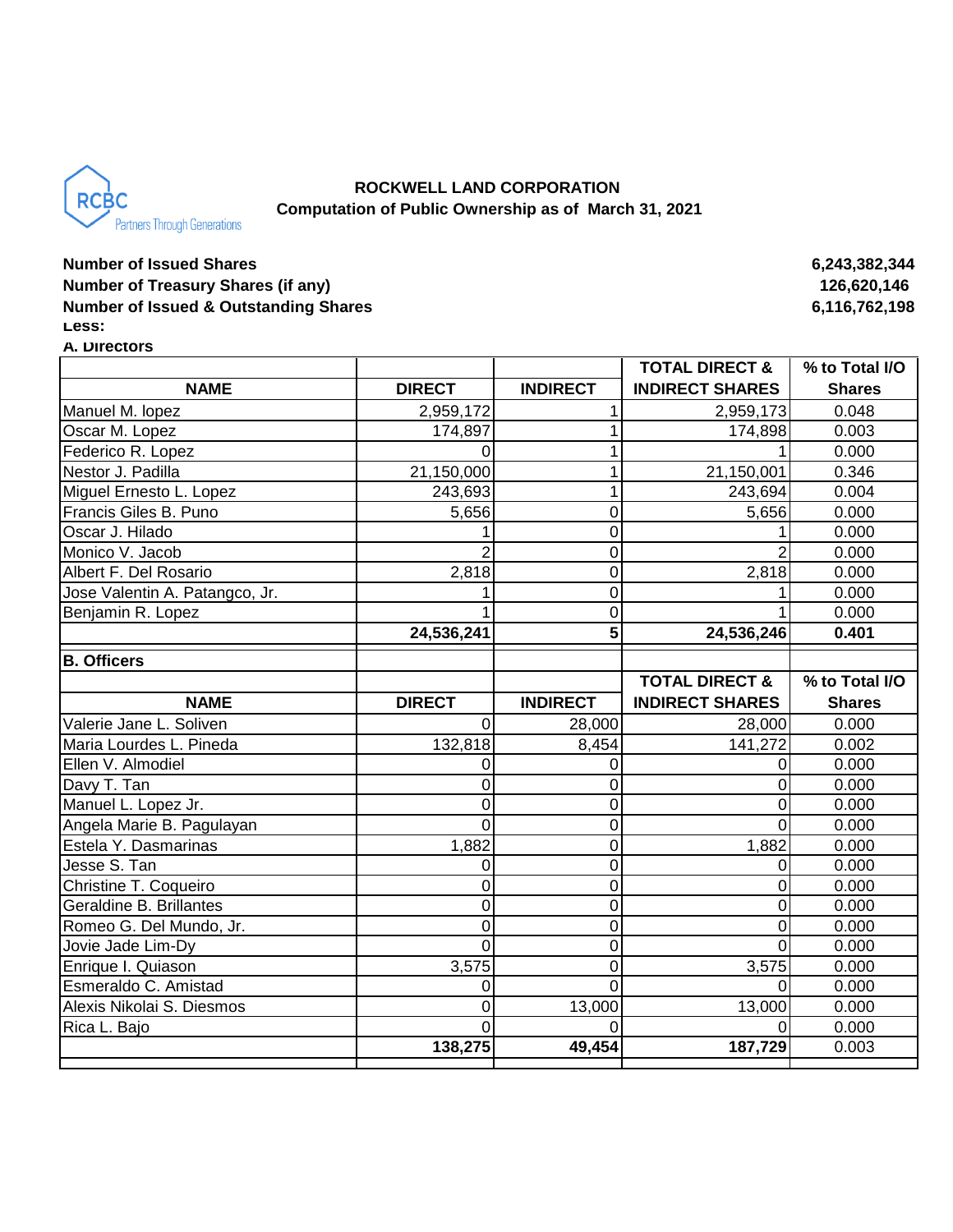RCBC Partners Through Generations

**ROCKWELL LAND CORPORATION**
**Computation of Public Ownership as of March 31, 2021**

| | |
|---|---|
| **Number of Issued Shares** | **6,243,382,344** |
| **Number of Treasury Shares (if any)** | **126,620,146** |
| **Number of Issued & Outstanding Shares** | **6,116,762,198** |

**Less:**

**A. Directors**

| NAME | DIRECT | INDIRECT | TOTAL DIRECT & INDIRECT SHARES | % to Total I/O Shares |
|---|---|---|---|---|
| Manuel M. lopez | 2,959,172 | 1 | 2,959,173 | 0.048 |
| Oscar M. Lopez | 174,897 | 1 | 174,898 | 0.003 |
| Federico R. Lopez | 0 | 1 | 1 | 0.000 |
| Nestor J. Padilla | 21,150,000 | 1 | 21,150,001 | 0.346 |
| Miguel Ernesto L. Lopez | 243,693 | 1 | 243,694 | 0.004 |
| Francis Giles B. Puno | 5,656 | 0 | 5,656 | 0.000 |
| Oscar J. Hilado | 1 | 0 | 1 | 0.000 |
| Monico V. Jacob | 2 | 0 | 2 | 0.000 |
| Albert F. Del Rosario | 2,818 | 0 | 2,818 | 0.000 |
| Jose Valentin A. Patangco, Jr. | 1 | 0 | 1 | 0.000 |
| Benjamin R. Lopez | 1 | 0 | 1 | 0.000 |
| | **24,536,241** | **5** | **24,536,246** | **0.401** |

**B. Officers**

| NAME | DIRECT | INDIRECT | TOTAL DIRECT & INDIRECT SHARES | % to Total I/O Shares |
|---|---|---|---|---|
| Valerie Jane L. Soliven | 0 | 28,000 | 28,000 | 0.000 |
| Maria Lourdes L. Pineda | 132,818 | 8,454 | 141,272 | 0.002 |
| Ellen V. Almodiel | 0 | 0 | 0 | 0.000 |
| Davy T. Tan | 0 | 0 | 0 | 0.000 |
| Manuel L. Lopez Jr. | 0 | 0 | 0 | 0.000 |
| Angela Marie B. Pagulayan | 0 | 0 | 0 | 0.000 |
| Estela Y. Dasmarinas | 1,882 | 0 | 1,882 | 0.000 |
| Jesse S. Tan | 0 | 0 | 0 | 0.000 |
| Christine T. Coqueiro | 0 | 0 | 0 | 0.000 |
| Geraldine B. Brillantes | 0 | 0 | 0 | 0.000 |
| Romeo G. Del Mundo, Jr. | 0 | 0 | 0 | 0.000 |
| Jovie Jade Lim-Dy | 0 | 0 | 0 | 0.000 |
| Enrique I. Quiason | 3,575 | 0 | 3,575 | 0.000 |
| Esmeraldo C. Amistad | 0 | 0 | 0 | 0.000 |
| Alexis Nikolai S. Diesmos | 0 | 13,000 | 13,000 | 0.000 |
| Rica L. Bajo | 0 | 0 | 0 | 0.000 |
| | **138,275** | **49,454** | **187,729** | 0.003 |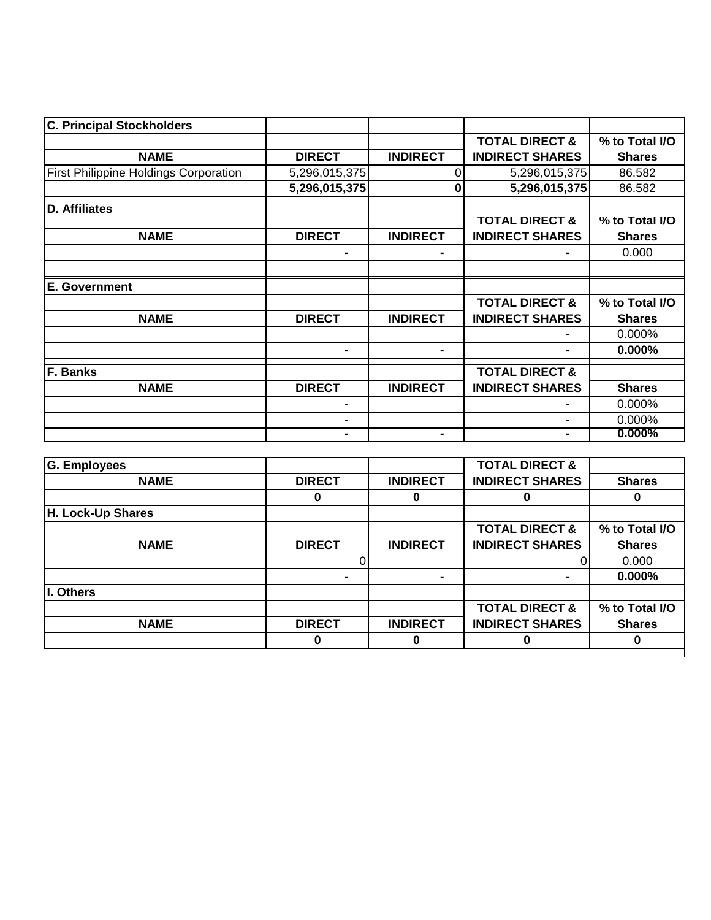| C. Principal Stockholders | | | | |
|---|---|---|---|---|
| | | | TOTAL DIRECT & | % to Total I/O |
| NAME | DIRECT | INDIRECT | INDIRECT SHARES | Shares |
| First Philippine Holdings Corporation | 5,296,015,375 | 0 | 5,296,015,375 | 86.582 |
| | **5,296,015,375** | **0** | **5,296,015,375** | 86.582 |

| D. Affiliates | | | | |
|---|---|---|---|---|
| | | | TOTAL DIRECT & | % to Total I/O |
| NAME | DIRECT | INDIRECT | INDIRECT SHARES | Shares |
| | - | - | - | 0.000 |
| | | | | |

| E. Government | | | | |
|---|---|---|---|---|
| | | | TOTAL DIRECT & | % to Total I/O |
| NAME | DIRECT | INDIRECT | INDIRECT SHARES | Shares |
| | | | - | 0.000% |
| | - | - | - | **0.000%** |

| F. Banks | | | TOTAL DIRECT & | |
|---|---|---|---|---|
| NAME | DIRECT | INDIRECT | INDIRECT SHARES | Shares |
| | - | | - | 0.000% |
| | - | | - | 0.000% |
| | - | - | - | **0.000%** |

| G. Employees | | | TOTAL DIRECT & | |
|---|---|---|---|---|
| NAME | DIRECT | INDIRECT | INDIRECT SHARES | Shares |
| | **0** | **0** | **0** | **0** |

| H. Lock-Up Shares | | | | |
|---|---|---|---|---|
| | | | TOTAL DIRECT & | % to Total I/O |
| NAME | DIRECT | INDIRECT | INDIRECT SHARES | Shares |
| | 0 | | 0 | 0.000 |
| | - | - | - | **0.000%** |

| I. Others | | | | |
|---|---|---|---|---|
| | | | TOTAL DIRECT & | % to Total I/O |
| NAME | DIRECT | INDIRECT | INDIRECT SHARES | Shares |
| | **0** | **0** | **0** | **0** |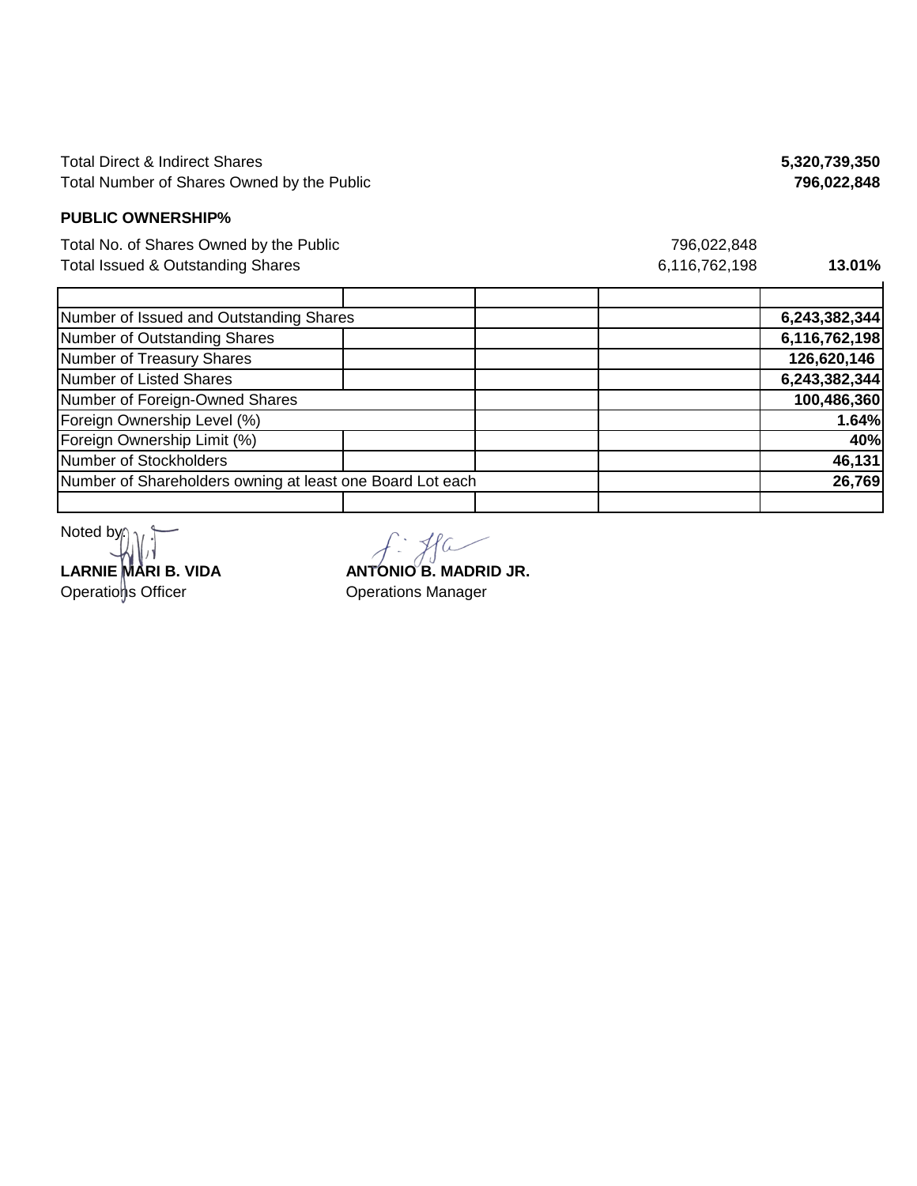Total Direct & Indirect Shares **5,320,739,350**

Total Number of Shares Owned by the Public **796,022,848**

**PUBLIC OWNERSHIP%**

| | | |
|---|---|---|
| Total No. of Shares Owned by the Public | 796,022,848 | |
| Total Issued & Outstanding Shares | 6,116,762,198 | **13.01%** |

| | |
|---|---|
| Number of Issued and Outstanding Shares | **6,243,382,344** |
| Number of Outstanding Shares | **6,116,762,198** |
| Number of Treasury Shares | **126,620,146** |
| Number of Listed Shares | **6,243,382,344** |
| Number of Foreign-Owned Shares | **100,486,360** |
| Foreign Ownership Level (%) | **1.64%** |
| Foreign Ownership Limit (%) | **40%** |
| Number of Stockholders | **46,131** |
| Number of Shareholders owning at least one Board Lot each | **26,769** |

Noted by:

**LARNIE MARI B. VIDA**
Operations Officer

**ANTONIO B. MADRID JR.**
Operations Manager